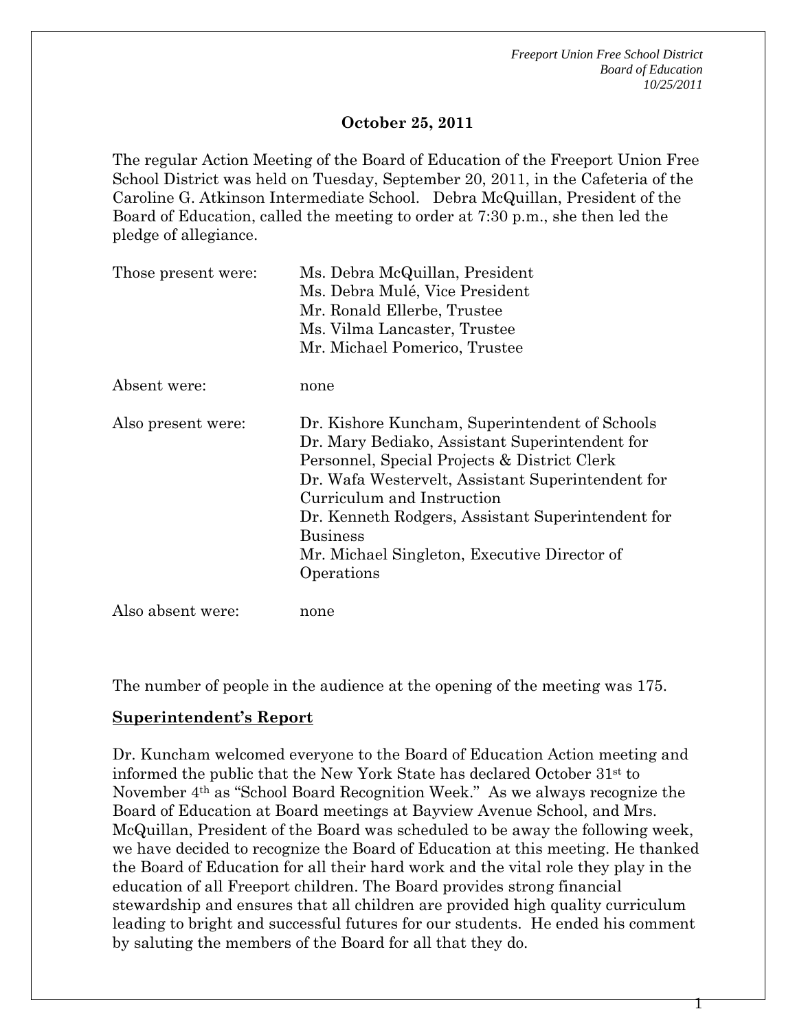## October 25, 2011

The regular Action Meeting of the Board of Education of the Freeport Union Free School District was held on Tuesday, September 20, 2011, in the Cafeteria of the Caroline G. Atkinson Intermediate School. Debra McQuillan, President of the Board of Education, called the meeting to order at 7:30 p.m., she then led the pledge of allegiance.

| | |
|---|---|
| Those present were: | Ms. Debra McQuillan, President<br>Ms. Debra Mulé, Vice President<br>Mr. Ronald Ellerbe, Trustee<br>Ms. Vilma Lancaster, Trustee<br>Mr. Michael Pomerico, Trustee |
| Absent were: | none |
| Also present were: | Dr. Kishore Kuncham, Superintendent of Schools<br>Dr. Mary Bediako, Assistant Superintendent for Personnel, Special Projects & District Clerk<br>Dr. Wafa Westervelt, Assistant Superintendent for Curriculum and Instruction<br>Dr. Kenneth Rodgers, Assistant Superintendent for Business<br>Mr. Michael Singleton, Executive Director of Operations |
| Also absent were: | none |

The number of people in the audience at the opening of the meeting was 175.

**Superintendent's Report**

Dr. Kuncham welcomed everyone to the Board of Education Action meeting and informed the public that the New York State has declared October 31st to November 4th as "School Board Recognition Week." As we always recognize the Board of Education at Board meetings at Bayview Avenue School, and Mrs. McQuillan, President of the Board was scheduled to be away the following week, we have decided to recognize the Board of Education at this meeting. He thanked the Board of Education for all their hard work and the vital role they play in the education of all Freeport children. The Board provides strong financial stewardship and ensures that all children are provided high quality curriculum leading to bright and successful futures for our students. He ended his comment by saluting the members of the Board for all that they do.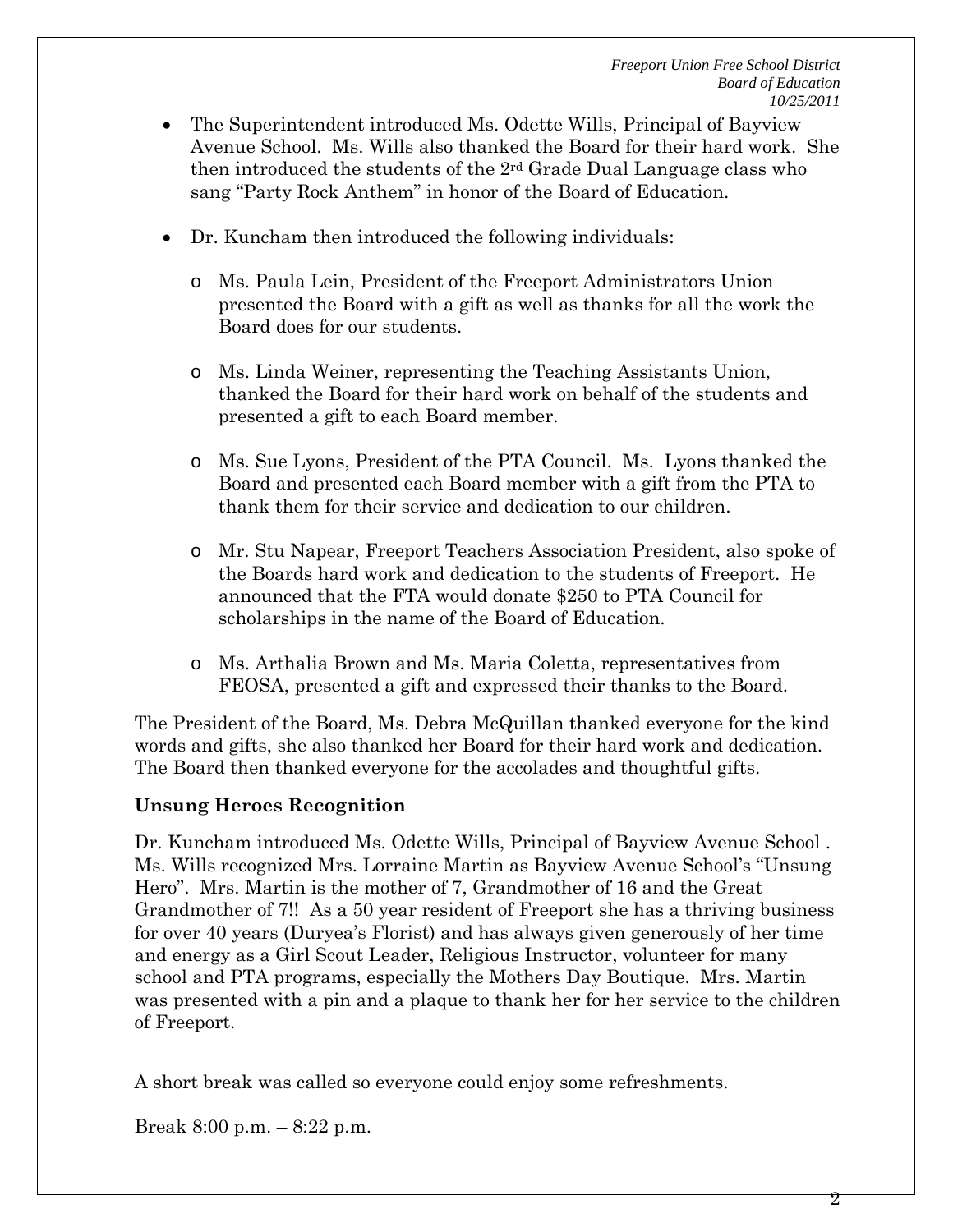- The Superintendent introduced Ms. Odette Wills, Principal of Bayview Avenue School. Ms. Wills also thanked the Board for their hard work. She then introduced the students of the 2rd Grade Dual Language class who sang "Party Rock Anthem" in honor of the Board of Education.

- Dr. Kuncham then introduced the following individuals:

  - Ms. Paula Lein, President of the Freeport Administrators Union presented the Board with a gift as well as thanks for all the work the Board does for our students.

  - Ms. Linda Weiner, representing the Teaching Assistants Union, thanked the Board for their hard work on behalf of the students and presented a gift to each Board member.

  - Ms. Sue Lyons, President of the PTA Council. Ms. Lyons thanked the Board and presented each Board member with a gift from the PTA to thank them for their service and dedication to our children.

  - Mr. Stu Napear, Freeport Teachers Association President, also spoke of the Boards hard work and dedication to the students of Freeport. He announced that the FTA would donate $250 to PTA Council for scholarships in the name of the Board of Education.

  - Ms. Arthalia Brown and Ms. Maria Coletta, representatives from FEOSA, presented a gift and expressed their thanks to the Board.

The President of the Board, Ms. Debra McQuillan thanked everyone for the kind words and gifts, she also thanked her Board for their hard work and dedication. The Board then thanked everyone for the accolades and thoughtful gifts.

**Unsung Heroes Recognition**

Dr. Kuncham introduced Ms. Odette Wills, Principal of Bayview Avenue School . Ms. Wills recognized Mrs. Lorraine Martin as Bayview Avenue School's "Unsung Hero". Mrs. Martin is the mother of 7, Grandmother of 16 and the Great Grandmother of 7!! As a 50 year resident of Freeport she has a thriving business for over 40 years (Duryea's Florist) and has always given generously of her time and energy as a Girl Scout Leader, Religious Instructor, volunteer for many school and PTA programs, especially the Mothers Day Boutique. Mrs. Martin was presented with a pin and a plaque to thank her for her service to the children of Freeport.

A short break was called so everyone could enjoy some refreshments.

Break 8:00 p.m. – 8:22 p.m.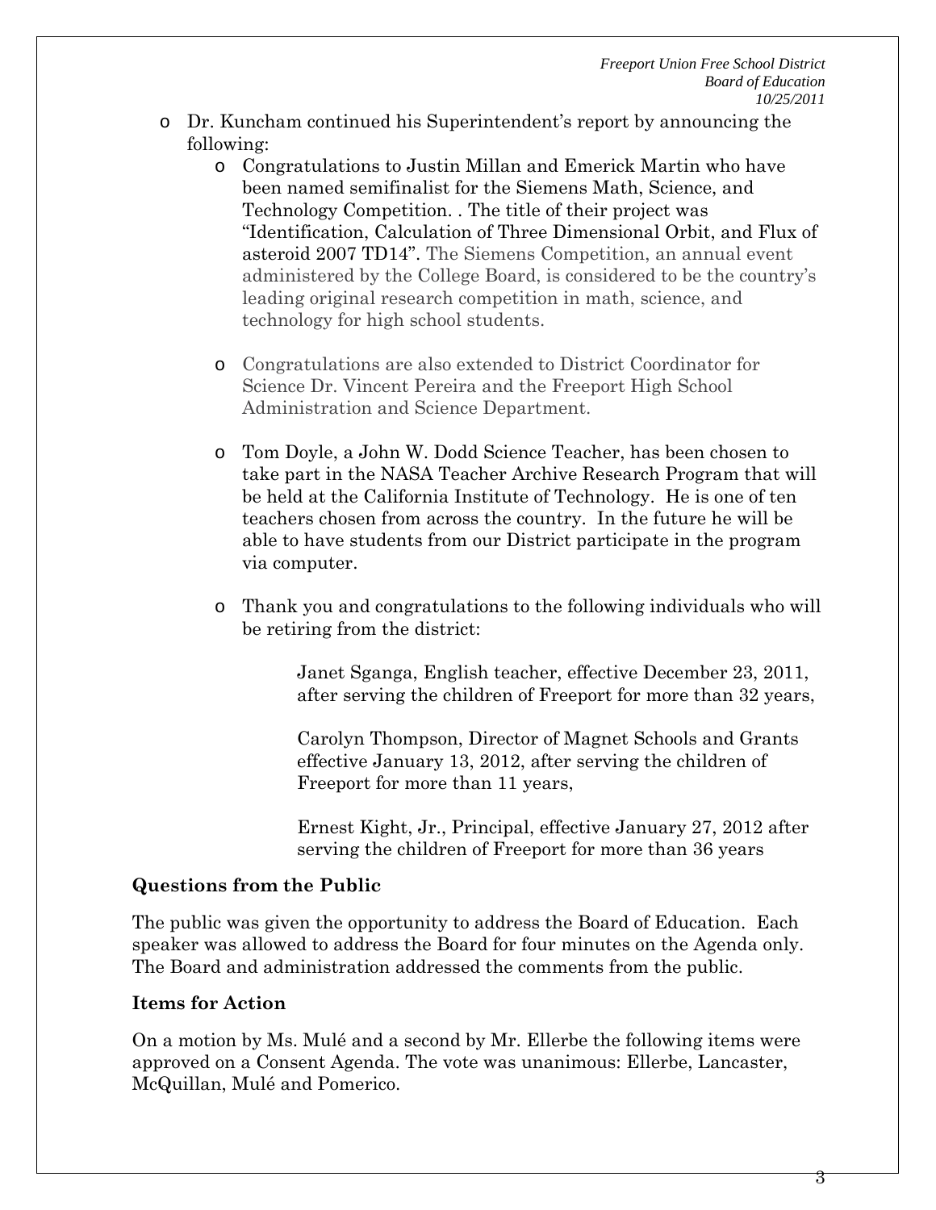- Dr. Kuncham continued his Superintendent's report by announcing the following:
  - Congratulations to Justin Millan and Emerick Martin who have been named semifinalist for the Siemens Math, Science, and Technology Competition. . The title of their project was "Identification, Calculation of Three Dimensional Orbit, and Flux of asteroid 2007 TD14". The Siemens Competition, an annual event administered by the College Board, is considered to be the country's leading original research competition in math, science, and technology for high school students.

  - Congratulations are also extended to District Coordinator for Science Dr. Vincent Pereira and the Freeport High School Administration and Science Department.

  - Tom Doyle, a John W. Dodd Science Teacher, has been chosen to take part in the NASA Teacher Archive Research Program that will be held at the California Institute of Technology. He is one of ten teachers chosen from across the country. In the future he will be able to have students from our District participate in the program via computer.

  - Thank you and congratulations to the following individuals who will be retiring from the district:

    Janet Sganga, English teacher, effective December 23, 2011, after serving the children of Freeport for more than 32 years,

    Carolyn Thompson, Director of Magnet Schools and Grants effective January 13, 2012, after serving the children of Freeport for more than 11 years,

    Ernest Kight, Jr., Principal, effective January 27, 2012 after serving the children of Freeport for more than 36 years

**Questions from the Public**

The public was given the opportunity to address the Board of Education. Each speaker was allowed to address the Board for four minutes on the Agenda only. The Board and administration addressed the comments from the public.

**Items for Action**

On a motion by Ms. Mulé and a second by Mr. Ellerbe the following items were approved on a Consent Agenda. The vote was unanimous: Ellerbe, Lancaster, McQuillan, Mulé and Pomerico.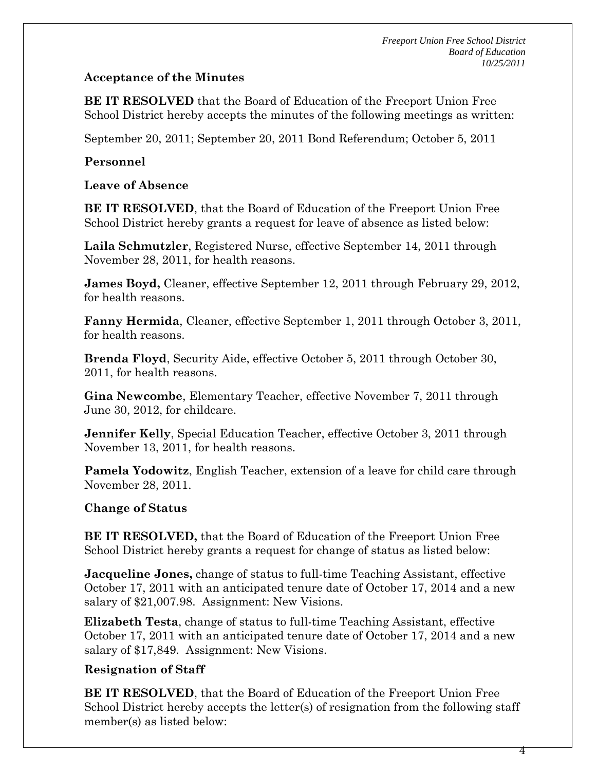**Acceptance of the Minutes**

**BE IT RESOLVED** that the Board of Education of the Freeport Union Free School District hereby accepts the minutes of the following meetings as written:

September 20, 2011; September 20, 2011 Bond Referendum; October 5, 2011

**Personnel**

**Leave of Absence**

**BE IT RESOLVED**, that the Board of Education of the Freeport Union Free School District hereby grants a request for leave of absence as listed below:

**Laila Schmutzler**, Registered Nurse, effective September 14, 2011 through November 28, 2011, for health reasons.

**James Boyd,** Cleaner, effective September 12, 2011 through February 29, 2012, for health reasons.

**Fanny Hermida**, Cleaner, effective September 1, 2011 through October 3, 2011, for health reasons.

**Brenda Floyd**, Security Aide, effective October 5, 2011 through October 30, 2011, for health reasons.

**Gina Newcombe**, Elementary Teacher, effective November 7, 2011 through June 30, 2012, for childcare.

**Jennifer Kelly**, Special Education Teacher, effective October 3, 2011 through November 13, 2011, for health reasons.

**Pamela Yodowitz**, English Teacher, extension of a leave for child care through November 28, 2011.

**Change of Status**

**BE IT RESOLVED,** that the Board of Education of the Freeport Union Free School District hereby grants a request for change of status as listed below:

**Jacqueline Jones,** change of status to full-time Teaching Assistant, effective October 17, 2011 with an anticipated tenure date of October 17, 2014 and a new salary of $21,007.98. Assignment: New Visions.

**Elizabeth Testa**, change of status to full-time Teaching Assistant, effective October 17, 2011 with an anticipated tenure date of October 17, 2014 and a new salary of $17,849. Assignment: New Visions.

**Resignation of Staff**

**BE IT RESOLVED**, that the Board of Education of the Freeport Union Free School District hereby accepts the letter(s) of resignation from the following staff member(s) as listed below: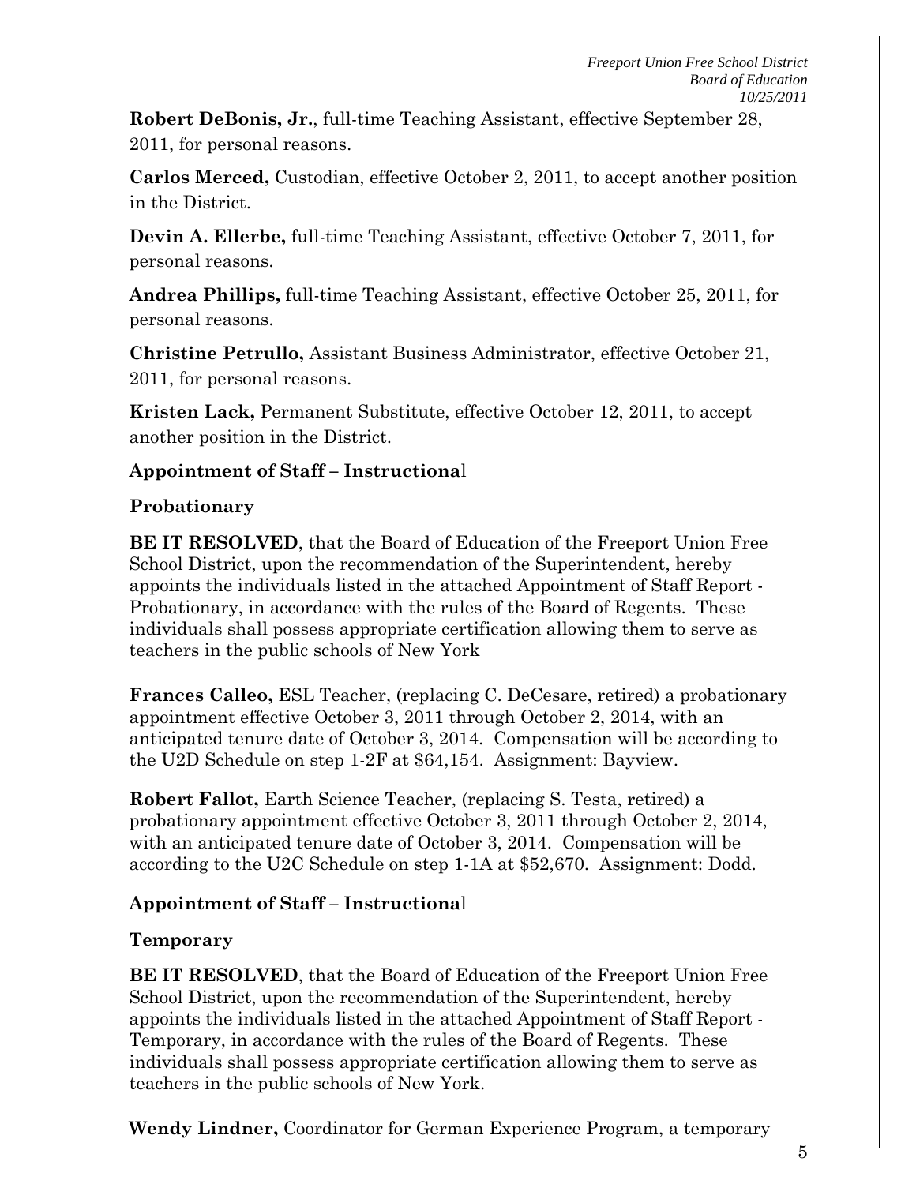**Robert DeBonis, Jr.**, full-time Teaching Assistant, effective September 28, 2011, for personal reasons.

**Carlos Merced,** Custodian, effective October 2, 2011, to accept another position in the District.

**Devin A. Ellerbe,** full-time Teaching Assistant, effective October 7, 2011, for personal reasons.

**Andrea Phillips,** full-time Teaching Assistant, effective October 25, 2011, for personal reasons.

**Christine Petrullo,** Assistant Business Administrator, effective October 21, 2011, for personal reasons.

**Kristen Lack,** Permanent Substitute, effective October 12, 2011, to accept another position in the District.

## Appointment of Staff – Instructional

### Probationary

**BE IT RESOLVED**, that the Board of Education of the Freeport Union Free School District, upon the recommendation of the Superintendent, hereby appoints the individuals listed in the attached Appointment of Staff Report - Probationary, in accordance with the rules of the Board of Regents. These individuals shall possess appropriate certification allowing them to serve as teachers in the public schools of New York

**Frances Calleo,** ESL Teacher, (replacing C. DeCesare, retired) a probationary appointment effective October 3, 2011 through October 2, 2014, with an anticipated tenure date of October 3, 2014. Compensation will be according to the U2D Schedule on step 1-2F at $64,154. Assignment: Bayview.

**Robert Fallot,** Earth Science Teacher, (replacing S. Testa, retired) a probationary appointment effective October 3, 2011 through October 2, 2014, with an anticipated tenure date of October 3, 2014. Compensation will be according to the U2C Schedule on step 1-1A at $52,670. Assignment: Dodd.

## Appointment of Staff – Instructional

### Temporary

**BE IT RESOLVED**, that the Board of Education of the Freeport Union Free School District, upon the recommendation of the Superintendent, hereby appoints the individuals listed in the attached Appointment of Staff Report - Temporary, in accordance with the rules of the Board of Regents. These individuals shall possess appropriate certification allowing them to serve as teachers in the public schools of New York.

**Wendy Lindner,** Coordinator for German Experience Program, a temporary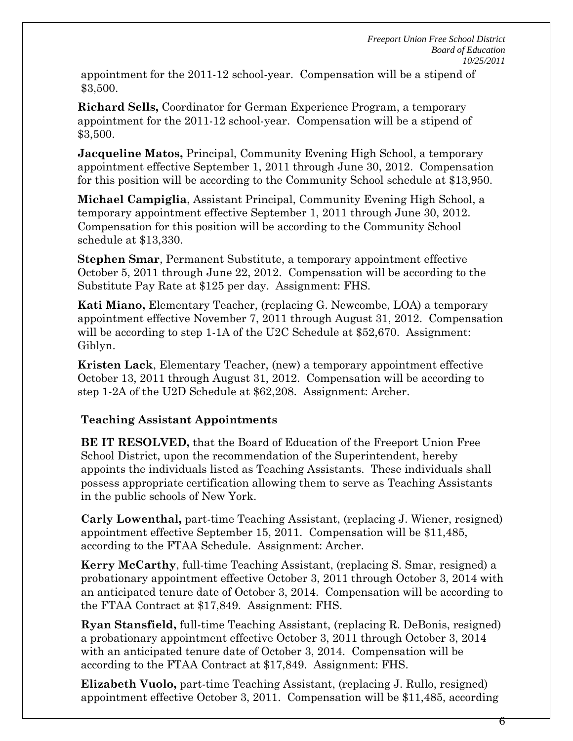appointment for the 2011-12 school-year. Compensation will be a stipend of $3,500.

**Richard Sells,** Coordinator for German Experience Program, a temporary appointment for the 2011-12 school-year. Compensation will be a stipend of $3,500.

**Jacqueline Matos,** Principal, Community Evening High School, a temporary appointment effective September 1, 2011 through June 30, 2012. Compensation for this position will be according to the Community School schedule at $13,950.

**Michael Campiglia**, Assistant Principal, Community Evening High School, a temporary appointment effective September 1, 2011 through June 30, 2012. Compensation for this position will be according to the Community School schedule at $13,330.

**Stephen Smar**, Permanent Substitute, a temporary appointment effective October 5, 2011 through June 22, 2012. Compensation will be according to the Substitute Pay Rate at $125 per day. Assignment: FHS.

**Kati Miano,** Elementary Teacher, (replacing G. Newcombe, LOA) a temporary appointment effective November 7, 2011 through August 31, 2012. Compensation will be according to step 1-1A of the U2C Schedule at $52,670. Assignment: Giblyn.

**Kristen Lack**, Elementary Teacher, (new) a temporary appointment effective October 13, 2011 through August 31, 2012. Compensation will be according to step 1-2A of the U2D Schedule at $62,208. Assignment: Archer.

**Teaching Assistant Appointments**

**BE IT RESOLVED,** that the Board of Education of the Freeport Union Free School District, upon the recommendation of the Superintendent, hereby appoints the individuals listed as Teaching Assistants. These individuals shall possess appropriate certification allowing them to serve as Teaching Assistants in the public schools of New York.

**Carly Lowenthal,** part-time Teaching Assistant, (replacing J. Wiener, resigned) appointment effective September 15, 2011. Compensation will be $11,485, according to the FTAA Schedule. Assignment: Archer.

**Kerry McCarthy**, full-time Teaching Assistant, (replacing S. Smar, resigned) a probationary appointment effective October 3, 2011 through October 3, 2014 with an anticipated tenure date of October 3, 2014. Compensation will be according to the FTAA Contract at $17,849. Assignment: FHS.

**Ryan Stansfield,** full-time Teaching Assistant, (replacing R. DeBonis, resigned) a probationary appointment effective October 3, 2011 through October 3, 2014 with an anticipated tenure date of October 3, 2014. Compensation will be according to the FTAA Contract at $17,849. Assignment: FHS.

**Elizabeth Vuolo,** part-time Teaching Assistant, (replacing J. Rullo, resigned) appointment effective October 3, 2011. Compensation will be $11,485, according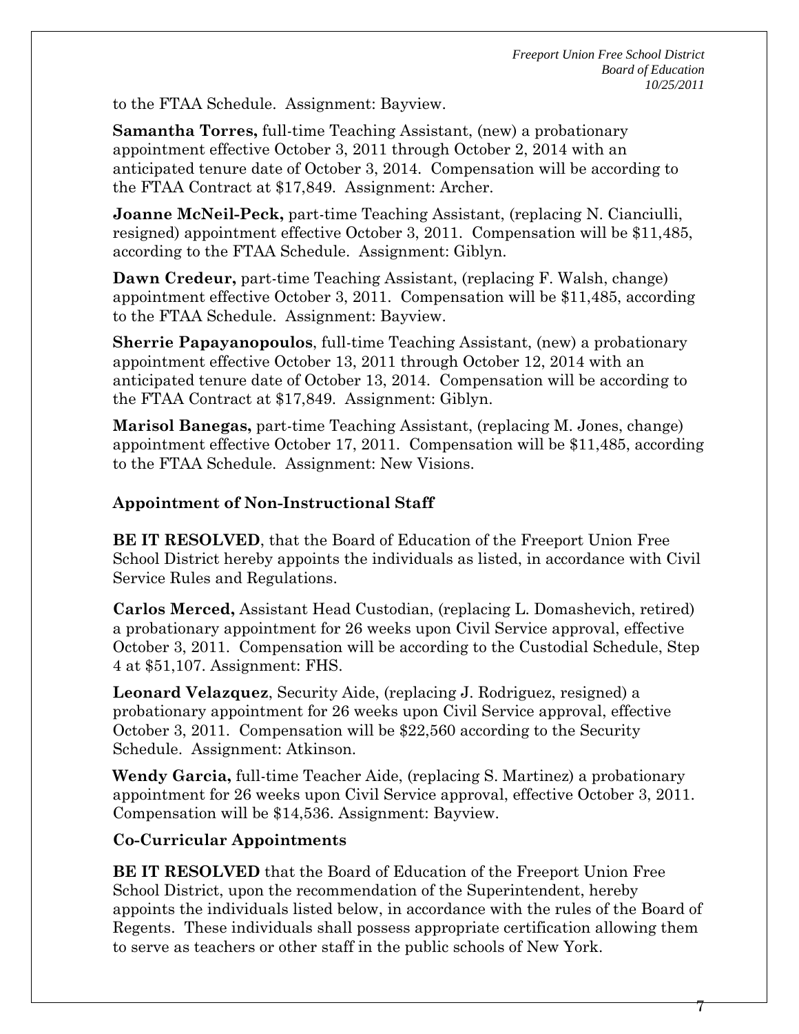to the FTAA Schedule. Assignment: Bayview.

**Samantha Torres,** full-time Teaching Assistant, (new) a probationary appointment effective October 3, 2011 through October 2, 2014 with an anticipated tenure date of October 3, 2014. Compensation will be according to the FTAA Contract at $17,849. Assignment: Archer.

**Joanne McNeil-Peck,** part-time Teaching Assistant, (replacing N. Cianciulli, resigned) appointment effective October 3, 2011. Compensation will be $11,485, according to the FTAA Schedule. Assignment: Giblyn.

**Dawn Credeur,** part-time Teaching Assistant, (replacing F. Walsh, change) appointment effective October 3, 2011. Compensation will be $11,485, according to the FTAA Schedule. Assignment: Bayview.

**Sherrie Papayanopoulos**, full-time Teaching Assistant, (new) a probationary appointment effective October 13, 2011 through October 12, 2014 with an anticipated tenure date of October 13, 2014. Compensation will be according to the FTAA Contract at $17,849. Assignment: Giblyn.

**Marisol Banegas,** part-time Teaching Assistant, (replacing M. Jones, change) appointment effective October 17, 2011. Compensation will be $11,485, according to the FTAA Schedule. Assignment: New Visions.

### Appointment of Non-Instructional Staff

**BE IT RESOLVED**, that the Board of Education of the Freeport Union Free School District hereby appoints the individuals as listed, in accordance with Civil Service Rules and Regulations.

**Carlos Merced,** Assistant Head Custodian, (replacing L. Domashevich, retired) a probationary appointment for 26 weeks upon Civil Service approval, effective October 3, 2011. Compensation will be according to the Custodial Schedule, Step 4 at $51,107. Assignment: FHS.

**Leonard Velazquez**, Security Aide, (replacing J. Rodriguez, resigned) a probationary appointment for 26 weeks upon Civil Service approval, effective October 3, 2011. Compensation will be $22,560 according to the Security Schedule. Assignment: Atkinson.

**Wendy Garcia,** full-time Teacher Aide, (replacing S. Martinez) a probationary appointment for 26 weeks upon Civil Service approval, effective October 3, 2011. Compensation will be $14,536. Assignment: Bayview.

### Co-Curricular Appointments

**BE IT RESOLVED** that the Board of Education of the Freeport Union Free School District, upon the recommendation of the Superintendent, hereby appoints the individuals listed below, in accordance with the rules of the Board of Regents. These individuals shall possess appropriate certification allowing them to serve as teachers or other staff in the public schools of New York.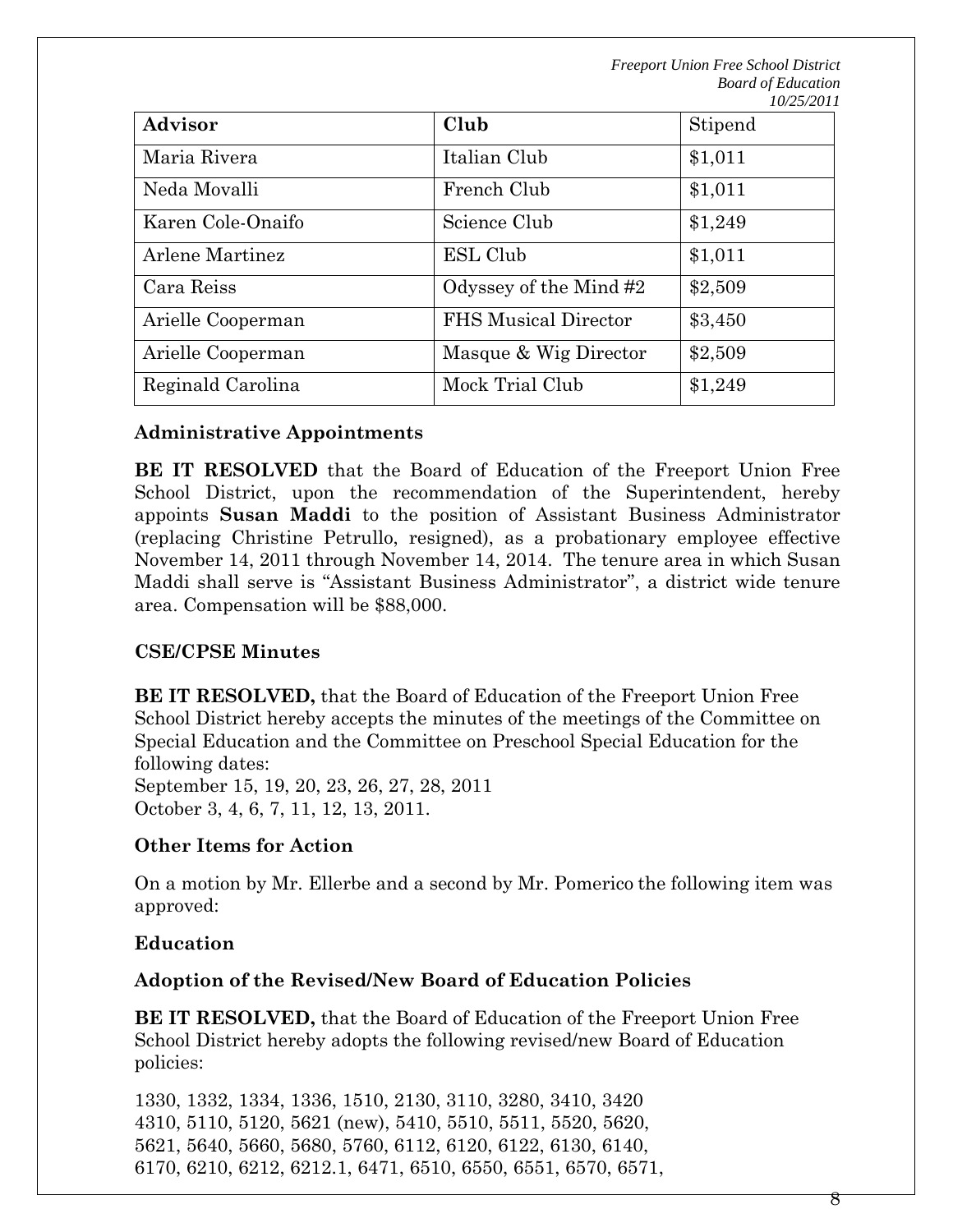| Advisor | Club | Stipend |
|---|---|---|
| Maria Rivera | Italian Club | $1,011 |
| Neda Movalli | French Club | $1,011 |
| Karen Cole-Onaifo | Science Club | $1,249 |
| Arlene Martinez | ESL Club | $1,011 |
| Cara Reiss | Odyssey of the Mind #2 | $2,509 |
| Arielle Cooperman | FHS Musical Director | $3,450 |
| Arielle Cooperman | Masque & Wig Director | $2,509 |
| Reginald Carolina | Mock Trial Club | $1,249 |

**Administrative Appointments**

**BE IT RESOLVED** that the Board of Education of the Freeport Union Free School District, upon the recommendation of the Superintendent, hereby appoints **Susan Maddi** to the position of Assistant Business Administrator (replacing Christine Petrullo, resigned), as a probationary employee effective November 14, 2011 through November 14, 2014. The tenure area in which Susan Maddi shall serve is "Assistant Business Administrator", a district wide tenure area. Compensation will be $88,000.

**CSE/CPSE Minutes**

**BE IT RESOLVED,** that the Board of Education of the Freeport Union Free School District hereby accepts the minutes of the meetings of the Committee on Special Education and the Committee on Preschool Special Education for the following dates:
September 15, 19, 20, 23, 26, 27, 28, 2011
October 3, 4, 6, 7, 11, 12, 13, 2011.

**Other Items for Action**

On a motion by Mr. Ellerbe and a second by Mr. Pomerico the following item was approved:

**Education**

**Adoption of the Revised/New Board of Education Policies**

**BE IT RESOLVED,** that the Board of Education of the Freeport Union Free School District hereby adopts the following revised/new Board of Education policies:

1330, 1332, 1334, 1336, 1510, 2130, 3110, 3280, 3410, 3420
4310, 5110, 5120, 5621 (new), 5410, 5510, 5511, 5520, 5620,
5621, 5640, 5660, 5680, 5760, 6112, 6120, 6122, 6130, 6140,
6170, 6210, 6212, 6212.1, 6471, 6510, 6550, 6551, 6570, 6571,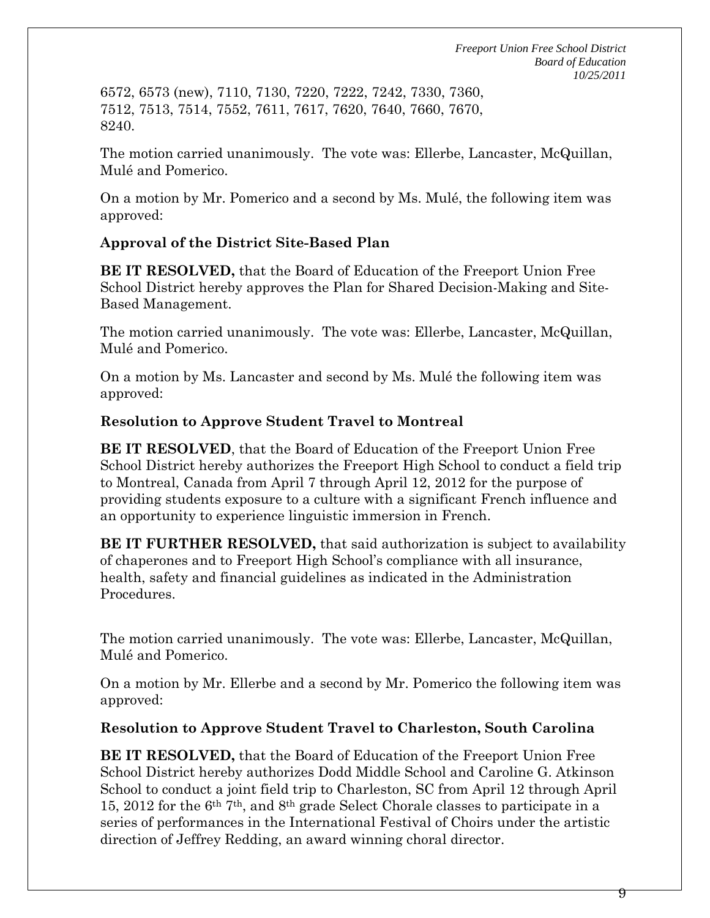6572, 6573 (new), 7110, 7130, 7220, 7222, 7242, 7330, 7360, 7512, 7513, 7514, 7552, 7611, 7617, 7620, 7640, 7660, 7670, 8240.

The motion carried unanimously. The vote was: Ellerbe, Lancaster, McQuillan, Mulé and Pomerico.

On a motion by Mr. Pomerico and a second by Ms. Mulé, the following item was approved:

**Approval of the District Site-Based Plan**

**BE IT RESOLVED,** that the Board of Education of the Freeport Union Free School District hereby approves the Plan for Shared Decision-Making and Site-Based Management.

The motion carried unanimously. The vote was: Ellerbe, Lancaster, McQuillan, Mulé and Pomerico.

On a motion by Ms. Lancaster and second by Ms. Mulé the following item was approved:

**Resolution to Approve Student Travel to Montreal**

**BE IT RESOLVED**, that the Board of Education of the Freeport Union Free School District hereby authorizes the Freeport High School to conduct a field trip to Montreal, Canada from April 7 through April 12, 2012 for the purpose of providing students exposure to a culture with a significant French influence and an opportunity to experience linguistic immersion in French.

**BE IT FURTHER RESOLVED,** that said authorization is subject to availability of chaperones and to Freeport High School's compliance with all insurance, health, safety and financial guidelines as indicated in the Administration Procedures.

The motion carried unanimously. The vote was: Ellerbe, Lancaster, McQuillan, Mulé and Pomerico.

On a motion by Mr. Ellerbe and a second by Mr. Pomerico the following item was approved:

**Resolution to Approve Student Travel to Charleston, South Carolina**

**BE IT RESOLVED,** that the Board of Education of the Freeport Union Free School District hereby authorizes Dodd Middle School and Caroline G. Atkinson School to conduct a joint field trip to Charleston, SC from April 12 through April 15, 2012 for the 6th 7th, and 8th grade Select Chorale classes to participate in a series of performances in the International Festival of Choirs under the artistic direction of Jeffrey Redding, an award winning choral director.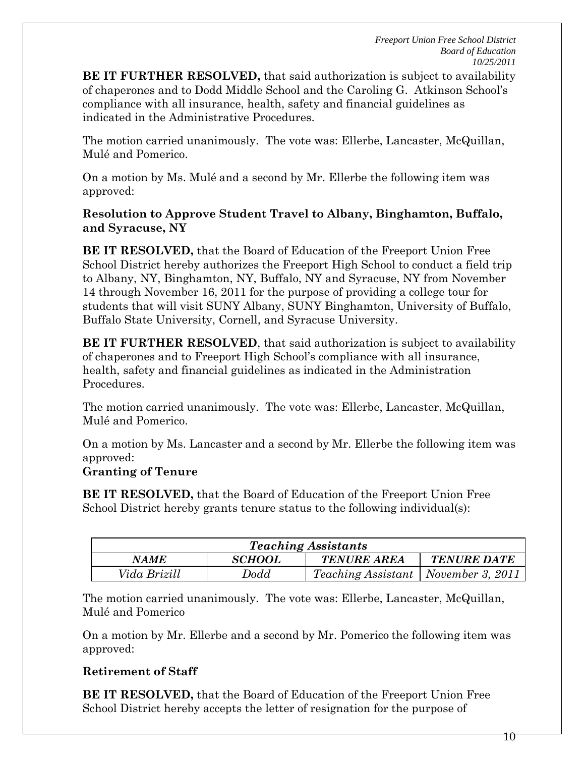**BE IT FURTHER RESOLVED,** that said authorization is subject to availability of chaperones and to Dodd Middle School and the Caroling G. Atkinson School's compliance with all insurance, health, safety and financial guidelines as indicated in the Administrative Procedures.

The motion carried unanimously. The vote was: Ellerbe, Lancaster, McQuillan, Mulé and Pomerico.

On a motion by Ms. Mulé and a second by Mr. Ellerbe the following item was approved:

**Resolution to Approve Student Travel to Albany, Binghamton, Buffalo, and Syracuse, NY**

**BE IT RESOLVED,** that the Board of Education of the Freeport Union Free School District hereby authorizes the Freeport High School to conduct a field trip to Albany, NY, Binghamton, NY, Buffalo, NY and Syracuse, NY from November 14 through November 16, 2011 for the purpose of providing a college tour for students that will visit SUNY Albany, SUNY Binghamton, University of Buffalo, Buffalo State University, Cornell, and Syracuse University.

**BE IT FURTHER RESOLVED**, that said authorization is subject to availability of chaperones and to Freeport High School's compliance with all insurance, health, safety and financial guidelines as indicated in the Administration Procedures.

The motion carried unanimously. The vote was: Ellerbe, Lancaster, McQuillan, Mulé and Pomerico.

On a motion by Ms. Lancaster and a second by Mr. Ellerbe the following item was approved:

**Granting of Tenure**

**BE IT RESOLVED,** that the Board of Education of the Freeport Union Free School District hereby grants tenure status to the following individual(s):

| ***Teaching Assistants*** | | | |
|---|---|---|---|
| ***NAME*** | ***SCHOOL*** | ***TENURE AREA*** | ***TENURE DATE*** |
| *Vida Brizill* | *Dodd* | *Teaching Assistant* | *November 3, 2011* |

The motion carried unanimously. The vote was: Ellerbe, Lancaster, McQuillan, Mulé and Pomerico

On a motion by Mr. Ellerbe and a second by Mr. Pomerico the following item was approved:

**Retirement of Staff**

**BE IT RESOLVED,** that the Board of Education of the Freeport Union Free School District hereby accepts the letter of resignation for the purpose of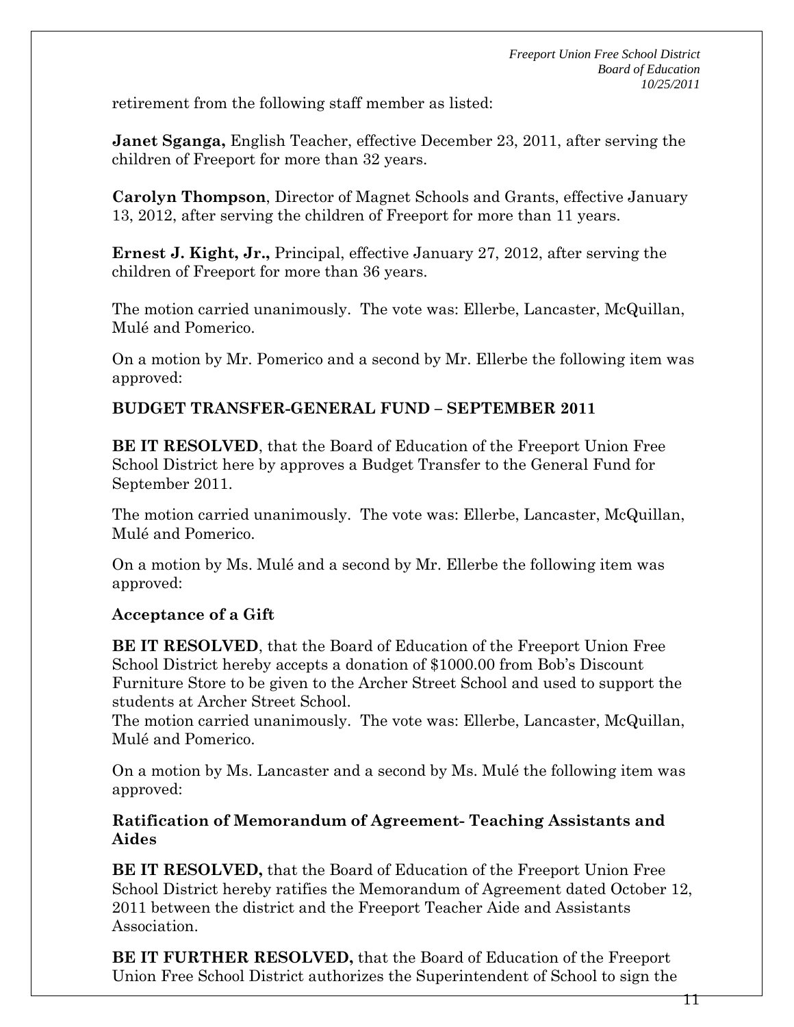retirement from the following staff member as listed:

**Janet Sganga,** English Teacher, effective December 23, 2011, after serving the children of Freeport for more than 32 years.

**Carolyn Thompson**, Director of Magnet Schools and Grants, effective January 13, 2012, after serving the children of Freeport for more than 11 years.

**Ernest J. Kight, Jr.,** Principal, effective January 27, 2012, after serving the children of Freeport for more than 36 years.

The motion carried unanimously. The vote was: Ellerbe, Lancaster, McQuillan, Mulé and Pomerico.

On a motion by Mr. Pomerico and a second by Mr. Ellerbe the following item was approved:

**BUDGET TRANSFER-GENERAL FUND – SEPTEMBER 2011**

**BE IT RESOLVED**, that the Board of Education of the Freeport Union Free School District here by approves a Budget Transfer to the General Fund for September 2011.

The motion carried unanimously. The vote was: Ellerbe, Lancaster, McQuillan, Mulé and Pomerico.

On a motion by Ms. Mulé and a second by Mr. Ellerbe the following item was approved:

**Acceptance of a Gift**

**BE IT RESOLVED**, that the Board of Education of the Freeport Union Free School District hereby accepts a donation of $1000.00 from Bob's Discount Furniture Store to be given to the Archer Street School and used to support the students at Archer Street School.
The motion carried unanimously. The vote was: Ellerbe, Lancaster, McQuillan, Mulé and Pomerico.

On a motion by Ms. Lancaster and a second by Ms. Mulé the following item was approved:

**Ratification of Memorandum of Agreement- Teaching Assistants and Aides**

**BE IT RESOLVED,** that the Board of Education of the Freeport Union Free School District hereby ratifies the Memorandum of Agreement dated October 12, 2011 between the district and the Freeport Teacher Aide and Assistants Association.

**BE IT FURTHER RESOLVED,** that the Board of Education of the Freeport Union Free School District authorizes the Superintendent of School to sign the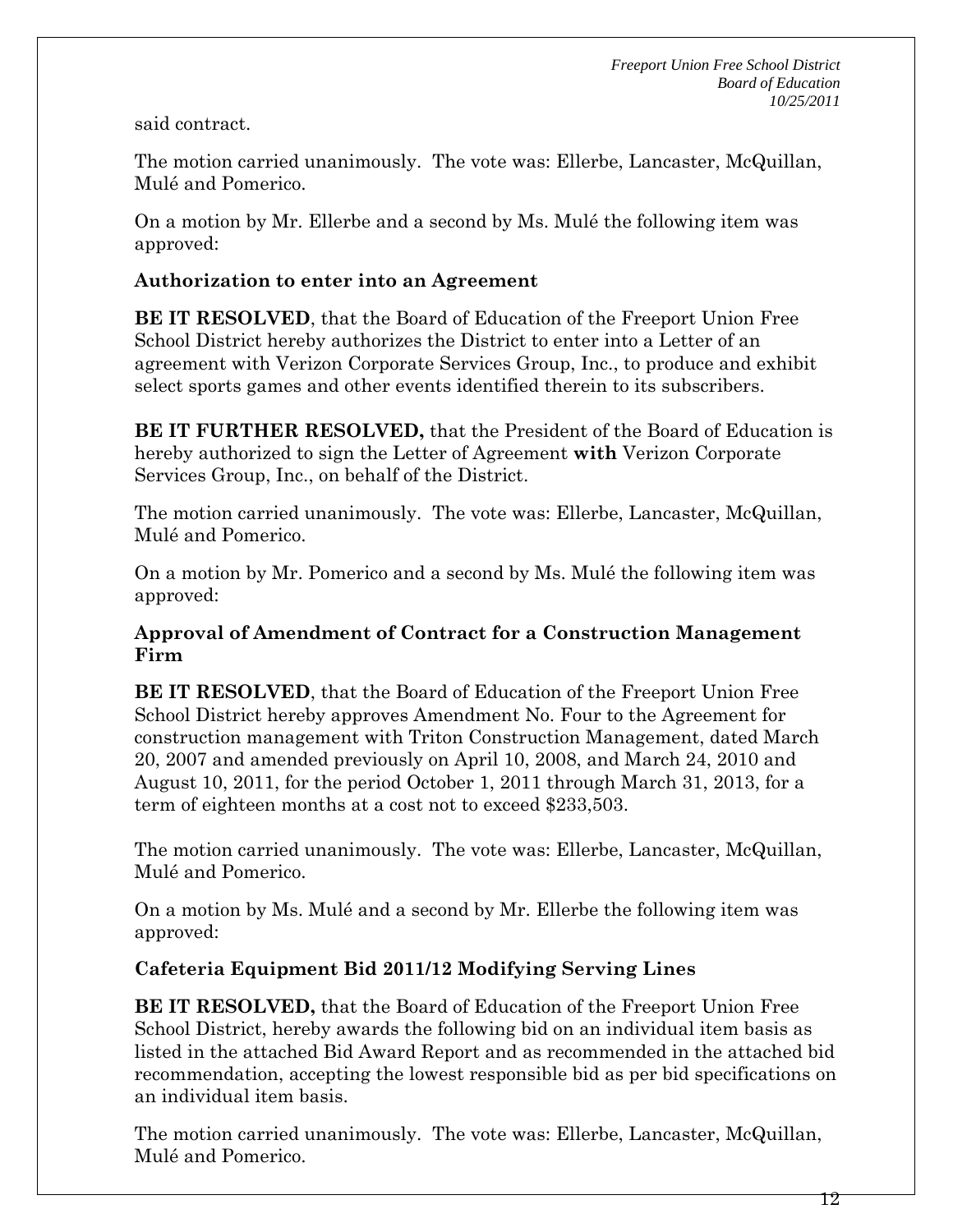said contract.

The motion carried unanimously. The vote was: Ellerbe, Lancaster, McQuillan, Mulé and Pomerico.

On a motion by Mr. Ellerbe and a second by Ms. Mulé the following item was approved:

**Authorization to enter into an Agreement**

**BE IT RESOLVED**, that the Board of Education of the Freeport Union Free School District hereby authorizes the District to enter into a Letter of an agreement with Verizon Corporate Services Group, Inc., to produce and exhibit select sports games and other events identified therein to its subscribers.

**BE IT FURTHER RESOLVED,** that the President of the Board of Education is hereby authorized to sign the Letter of Agreement **with** Verizon Corporate Services Group, Inc., on behalf of the District.

The motion carried unanimously. The vote was: Ellerbe, Lancaster, McQuillan, Mulé and Pomerico.

On a motion by Mr. Pomerico and a second by Ms. Mulé the following item was approved:

**Approval of Amendment of Contract for a Construction Management Firm**

**BE IT RESOLVED**, that the Board of Education of the Freeport Union Free School District hereby approves Amendment No. Four to the Agreement for construction management with Triton Construction Management, dated March 20, 2007 and amended previously on April 10, 2008, and March 24, 2010 and August 10, 2011, for the period October 1, 2011 through March 31, 2013, for a term of eighteen months at a cost not to exceed $233,503.

The motion carried unanimously. The vote was: Ellerbe, Lancaster, McQuillan, Mulé and Pomerico.

On a motion by Ms. Mulé and a second by Mr. Ellerbe the following item was approved:

**Cafeteria Equipment Bid 2011/12 Modifying Serving Lines**

**BE IT RESOLVED,** that the Board of Education of the Freeport Union Free School District, hereby awards the following bid on an individual item basis as listed in the attached Bid Award Report and as recommended in the attached bid recommendation, accepting the lowest responsible bid as per bid specifications on an individual item basis.

The motion carried unanimously. The vote was: Ellerbe, Lancaster, McQuillan, Mulé and Pomerico.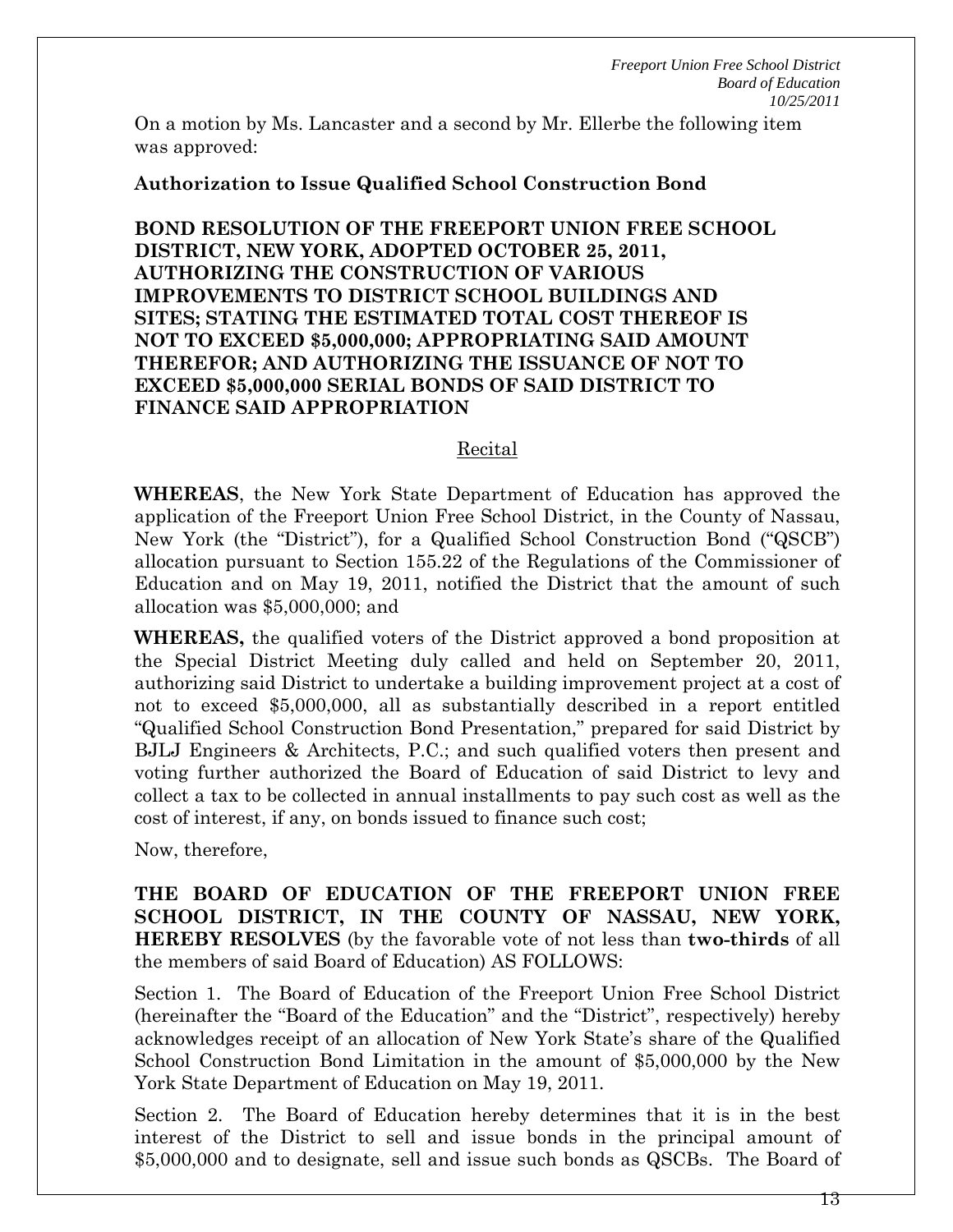On a motion by Ms. Lancaster and a second by Mr. Ellerbe the following item was approved:

**Authorization to Issue Qualified School Construction Bond**

**BOND RESOLUTION OF THE FREEPORT UNION FREE SCHOOL DISTRICT, NEW YORK, ADOPTED OCTOBER 25, 2011, AUTHORIZING THE CONSTRUCTION OF VARIOUS IMPROVEMENTS TO DISTRICT SCHOOL BUILDINGS AND SITES; STATING THE ESTIMATED TOTAL COST THEREOF IS NOT TO EXCEED $5,000,000; APPROPRIATING SAID AMOUNT THEREFOR; AND AUTHORIZING THE ISSUANCE OF NOT TO EXCEED $5,000,000 SERIAL BONDS OF SAID DISTRICT TO FINANCE SAID APPROPRIATION**

Recital

**WHEREAS**, the New York State Department of Education has approved the application of the Freeport Union Free School District, in the County of Nassau, New York (the "District"), for a Qualified School Construction Bond ("QSCB") allocation pursuant to Section 155.22 of the Regulations of the Commissioner of Education and on May 19, 2011, notified the District that the amount of such allocation was $5,000,000; and

**WHEREAS,** the qualified voters of the District approved a bond proposition at the Special District Meeting duly called and held on September 20, 2011, authorizing said District to undertake a building improvement project at a cost of not to exceed $5,000,000, all as substantially described in a report entitled "Qualified School Construction Bond Presentation," prepared for said District by BJLJ Engineers & Architects, P.C.; and such qualified voters then present and voting further authorized the Board of Education of said District to levy and collect a tax to be collected in annual installments to pay such cost as well as the cost of interest, if any, on bonds issued to finance such cost;

Now, therefore,

**THE BOARD OF EDUCATION OF THE FREEPORT UNION FREE SCHOOL DISTRICT, IN THE COUNTY OF NASSAU, NEW YORK, HEREBY RESOLVES** (by the favorable vote of not less than **two-thirds** of all the members of said Board of Education) AS FOLLOWS:

Section 1. The Board of Education of the Freeport Union Free School District (hereinafter the "Board of the Education" and the "District", respectively) hereby acknowledges receipt of an allocation of New York State's share of the Qualified School Construction Bond Limitation in the amount of $5,000,000 by the New York State Department of Education on May 19, 2011.

Section 2. The Board of Education hereby determines that it is in the best interest of the District to sell and issue bonds in the principal amount of $5,000,000 and to designate, sell and issue such bonds as QSCBs. The Board of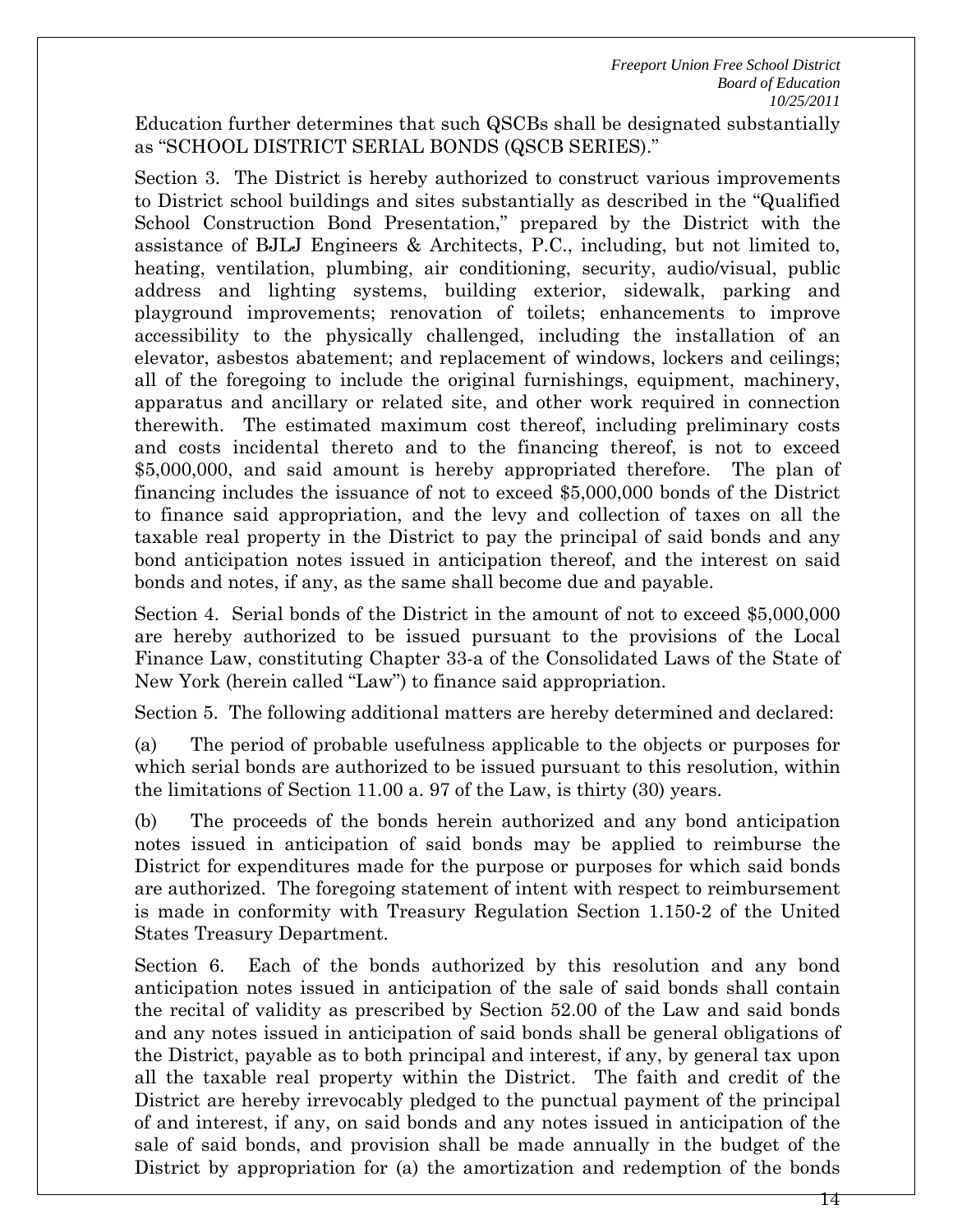Education further determines that such QSCBs shall be designated substantially as "SCHOOL DISTRICT SERIAL BONDS (QSCB SERIES)."

Section 3. The District is hereby authorized to construct various improvements to District school buildings and sites substantially as described in the "Qualified School Construction Bond Presentation," prepared by the District with the assistance of BJLJ Engineers & Architects, P.C., including, but not limited to, heating, ventilation, plumbing, air conditioning, security, audio/visual, public address and lighting systems, building exterior, sidewalk, parking and playground improvements; renovation of toilets; enhancements to improve accessibility to the physically challenged, including the installation of an elevator, asbestos abatement; and replacement of windows, lockers and ceilings; all of the foregoing to include the original furnishings, equipment, machinery, apparatus and ancillary or related site, and other work required in connection therewith. The estimated maximum cost thereof, including preliminary costs and costs incidental thereto and to the financing thereof, is not to exceed $5,000,000, and said amount is hereby appropriated therefore. The plan of financing includes the issuance of not to exceed $5,000,000 bonds of the District to finance said appropriation, and the levy and collection of taxes on all the taxable real property in the District to pay the principal of said bonds and any bond anticipation notes issued in anticipation thereof, and the interest on said bonds and notes, if any, as the same shall become due and payable.

Section 4. Serial bonds of the District in the amount of not to exceed $5,000,000 are hereby authorized to be issued pursuant to the provisions of the Local Finance Law, constituting Chapter 33-a of the Consolidated Laws of the State of New York (herein called "Law") to finance said appropriation.

Section 5. The following additional matters are hereby determined and declared:

(a) The period of probable usefulness applicable to the objects or purposes for which serial bonds are authorized to be issued pursuant to this resolution, within the limitations of Section 11.00 a. 97 of the Law, is thirty (30) years.

(b) The proceeds of the bonds herein authorized and any bond anticipation notes issued in anticipation of said bonds may be applied to reimburse the District for expenditures made for the purpose or purposes for which said bonds are authorized. The foregoing statement of intent with respect to reimbursement is made in conformity with Treasury Regulation Section 1.150-2 of the United States Treasury Department.

Section 6. Each of the bonds authorized by this resolution and any bond anticipation notes issued in anticipation of the sale of said bonds shall contain the recital of validity as prescribed by Section 52.00 of the Law and said bonds and any notes issued in anticipation of said bonds shall be general obligations of the District, payable as to both principal and interest, if any, by general tax upon all the taxable real property within the District. The faith and credit of the District are hereby irrevocably pledged to the punctual payment of the principal of and interest, if any, on said bonds and any notes issued in anticipation of the sale of said bonds, and provision shall be made annually in the budget of the District by appropriation for (a) the amortization and redemption of the bonds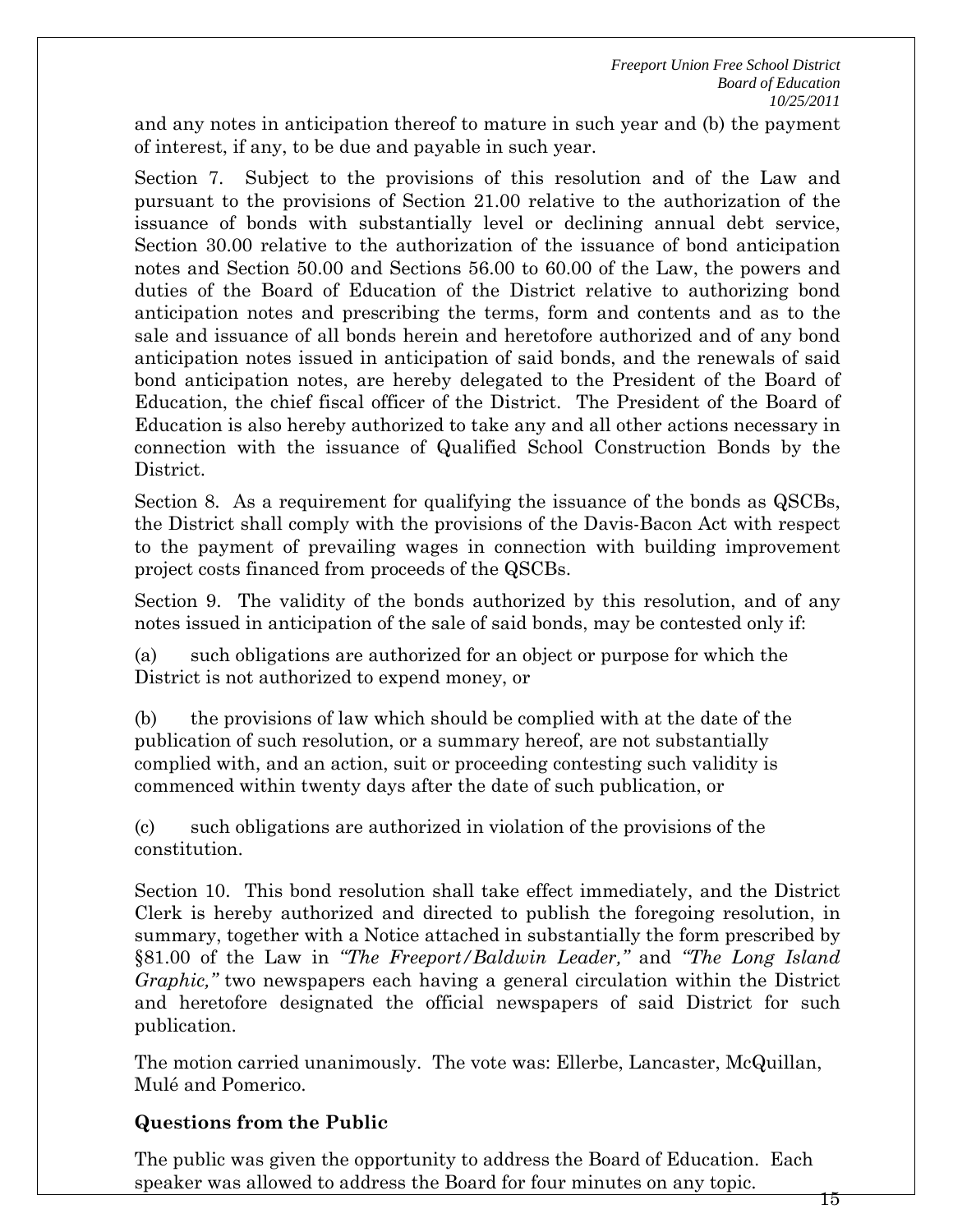and any notes in anticipation thereof to mature in such year and (b) the payment of interest, if any, to be due and payable in such year.

Section 7. Subject to the provisions of this resolution and of the Law and pursuant to the provisions of Section 21.00 relative to the authorization of the issuance of bonds with substantially level or declining annual debt service, Section 30.00 relative to the authorization of the issuance of bond anticipation notes and Section 50.00 and Sections 56.00 to 60.00 of the Law, the powers and duties of the Board of Education of the District relative to authorizing bond anticipation notes and prescribing the terms, form and contents and as to the sale and issuance of all bonds herein and heretofore authorized and of any bond anticipation notes issued in anticipation of said bonds, and the renewals of said bond anticipation notes, are hereby delegated to the President of the Board of Education, the chief fiscal officer of the District. The President of the Board of Education is also hereby authorized to take any and all other actions necessary in connection with the issuance of Qualified School Construction Bonds by the District.

Section 8. As a requirement for qualifying the issuance of the bonds as QSCBs, the District shall comply with the provisions of the Davis-Bacon Act with respect to the payment of prevailing wages in connection with building improvement project costs financed from proceeds of the QSCBs.

Section 9. The validity of the bonds authorized by this resolution, and of any notes issued in anticipation of the sale of said bonds, may be contested only if:

(a) such obligations are authorized for an object or purpose for which the District is not authorized to expend money, or

(b) the provisions of law which should be complied with at the date of the publication of such resolution, or a summary hereof, are not substantially complied with, and an action, suit or proceeding contesting such validity is commenced within twenty days after the date of such publication, or

(c) such obligations are authorized in violation of the provisions of the constitution.

Section 10. This bond resolution shall take effect immediately, and the District Clerk is hereby authorized and directed to publish the foregoing resolution, in summary, together with a Notice attached in substantially the form prescribed by §81.00 of the Law in *"The Freeport/Baldwin Leader,"* and *"The Long Island Graphic,"* two newspapers each having a general circulation within the District and heretofore designated the official newspapers of said District for such publication.

The motion carried unanimously. The vote was: Ellerbe, Lancaster, McQuillan, Mulé and Pomerico.

**Questions from the Public**

The public was given the opportunity to address the Board of Education. Each speaker was allowed to address the Board for four minutes on any topic.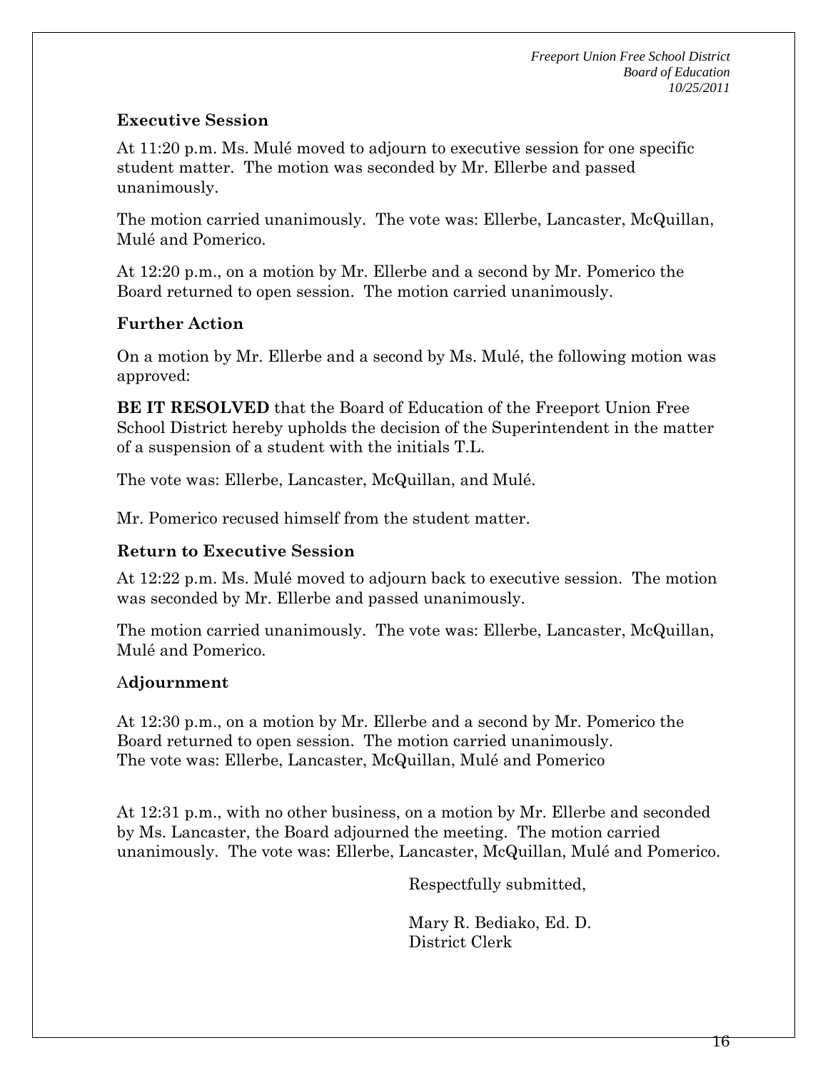**Executive Session**

At 11:20 p.m. Ms. Mulé moved to adjourn to executive session for one specific student matter. The motion was seconded by Mr. Ellerbe and passed unanimously.

The motion carried unanimously. The vote was: Ellerbe, Lancaster, McQuillan, Mulé and Pomerico.

At 12:20 p.m., on a motion by Mr. Ellerbe and a second by Mr. Pomerico the Board returned to open session. The motion carried unanimously.

**Further Action**

On a motion by Mr. Ellerbe and a second by Ms. Mulé, the following motion was approved:

**BE IT RESOLVED** that the Board of Education of the Freeport Union Free School District hereby upholds the decision of the Superintendent in the matter of a suspension of a student with the initials T.L.

The vote was: Ellerbe, Lancaster, McQuillan, and Mulé.

Mr. Pomerico recused himself from the student matter.

**Return to Executive Session**

At 12:22 p.m. Ms. Mulé moved to adjourn back to executive session. The motion was seconded by Mr. Ellerbe and passed unanimously.

The motion carried unanimously. The vote was: Ellerbe, Lancaster, McQuillan, Mulé and Pomerico.

**Adjournment**

At 12:30 p.m., on a motion by Mr. Ellerbe and a second by Mr. Pomerico the Board returned to open session. The motion carried unanimously.
The vote was: Ellerbe, Lancaster, McQuillan, Mulé and Pomerico

At 12:31 p.m., with no other business, on a motion by Mr. Ellerbe and seconded by Ms. Lancaster, the Board adjourned the meeting. The motion carried unanimously. The vote was: Ellerbe, Lancaster, McQuillan, Mulé and Pomerico.

Respectfully submitted,

Mary R. Bediako, Ed. D.
District Clerk